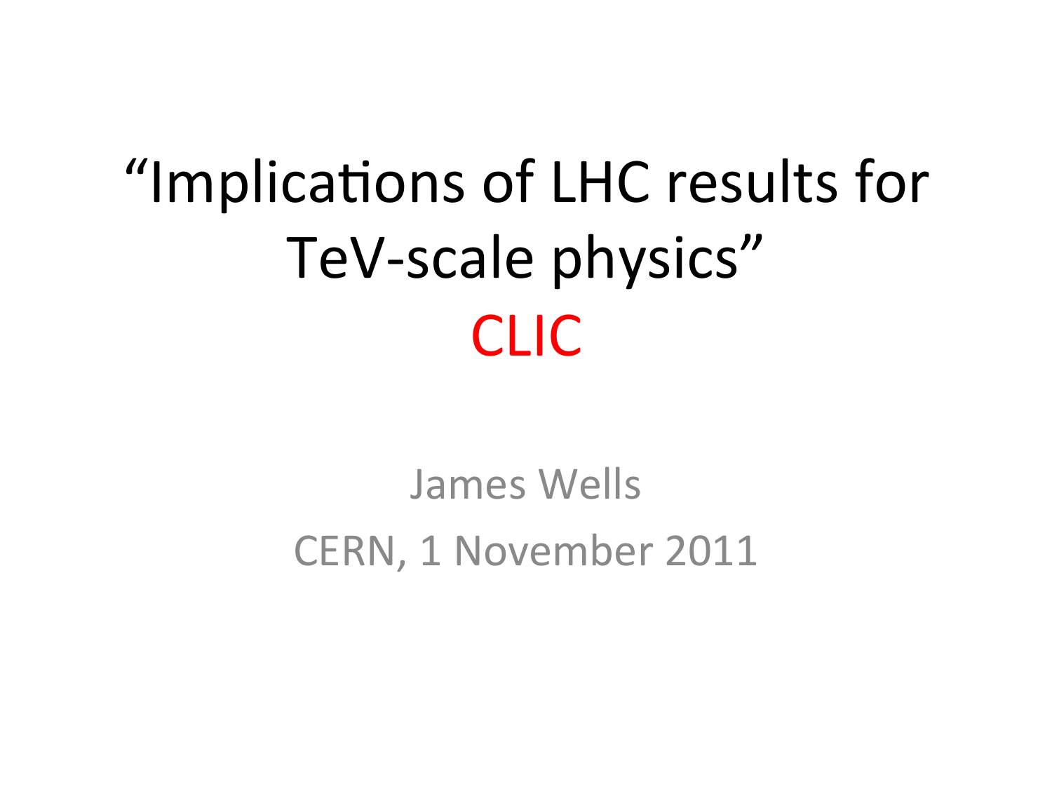# “Implications of LHC results for TeV-scale physics”

## CLIC

James Wells

CERN, 1 November 2011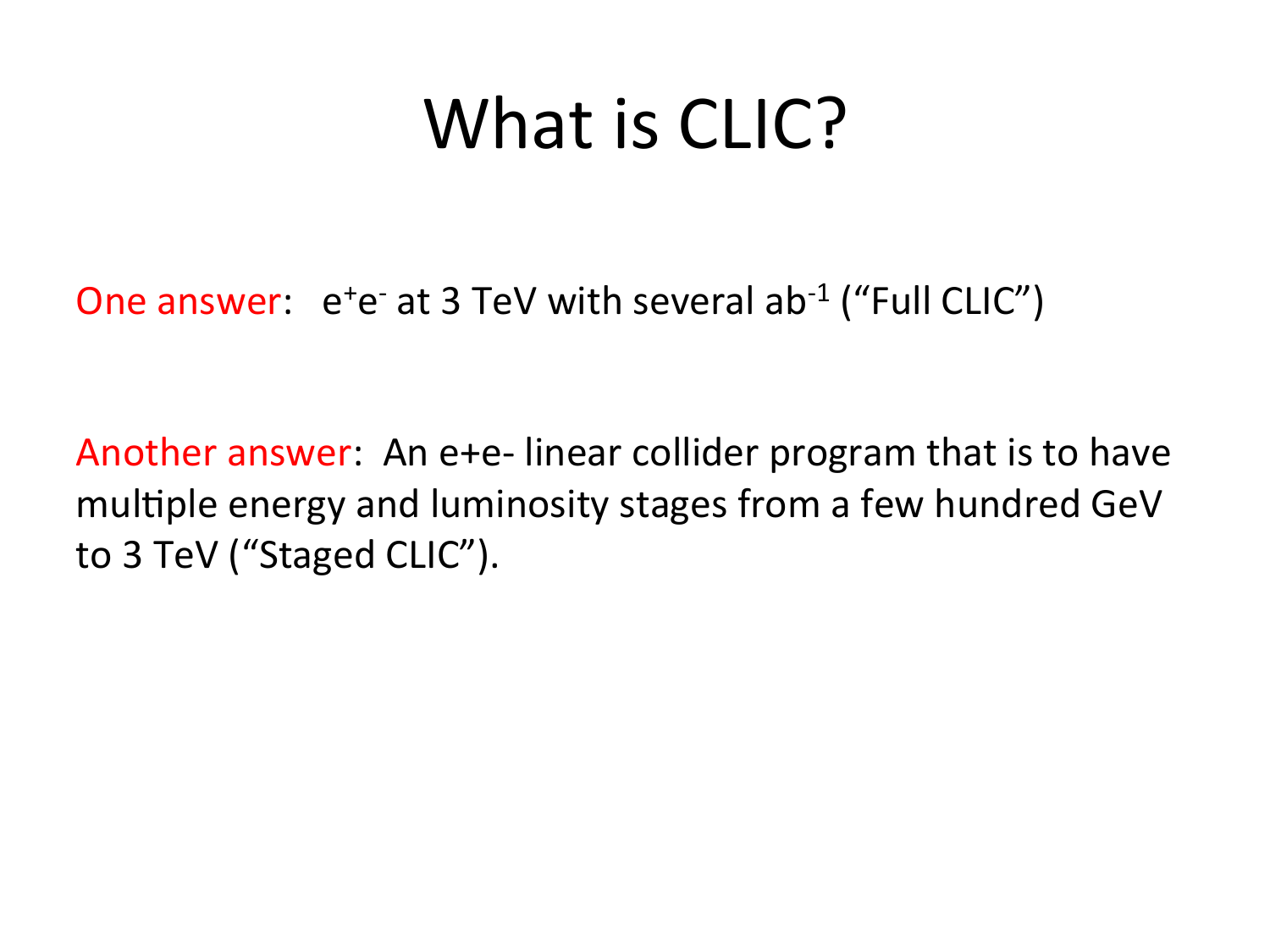# What is CLIC?

One answer: $e^+e^-$ at 3 TeV with several $ab^{-1}$ ("Full CLIC")

Another answer: An e+e- linear collider program that is to have multiple energy and luminosity stages from a few hundred GeV to 3 TeV ("Staged CLIC").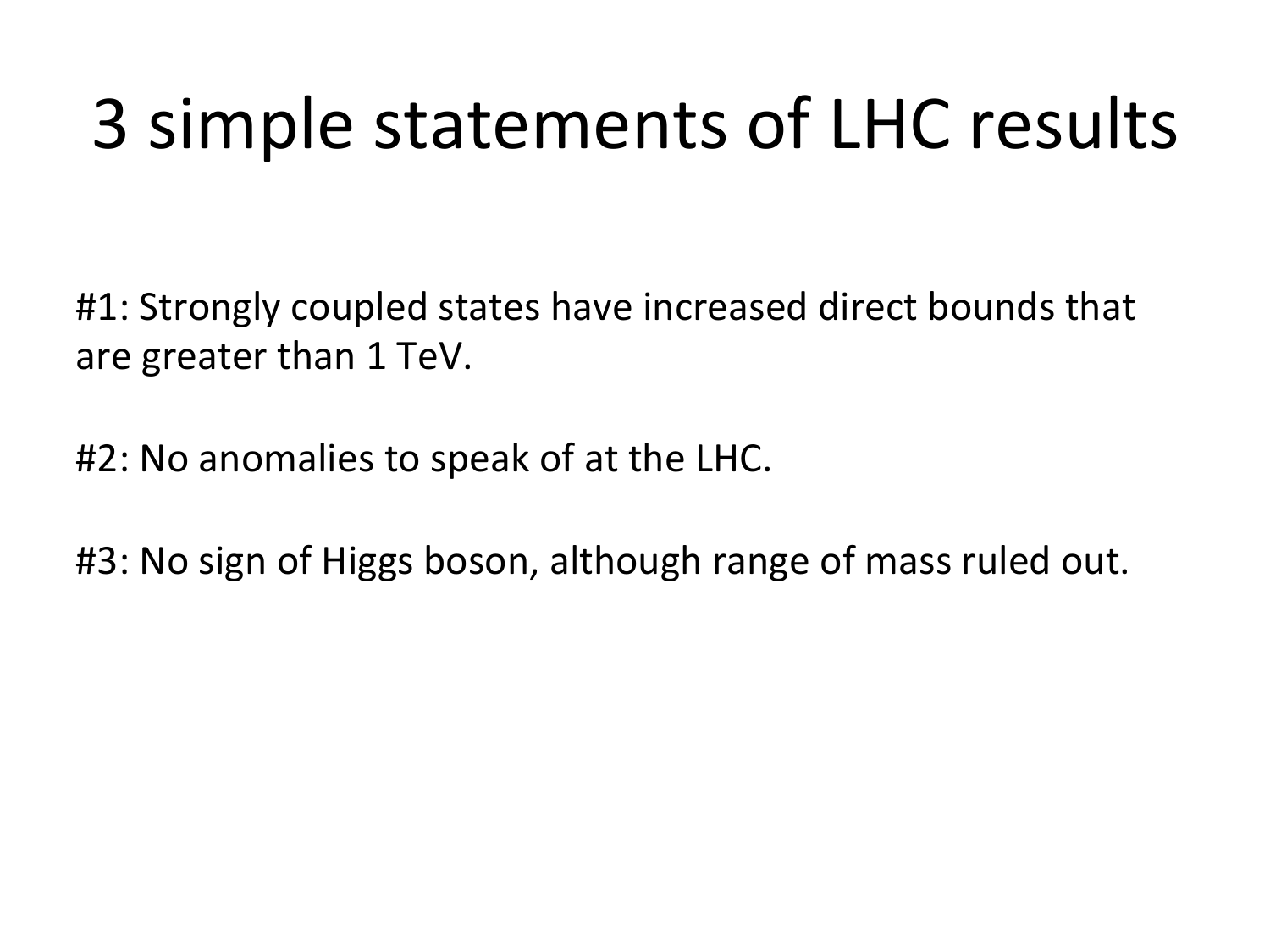# 3 simple statements of LHC results

#1: Strongly coupled states have increased direct bounds that are greater than 1 TeV.

#2: No anomalies to speak of at the LHC.

#3: No sign of Higgs boson, although range of mass ruled out.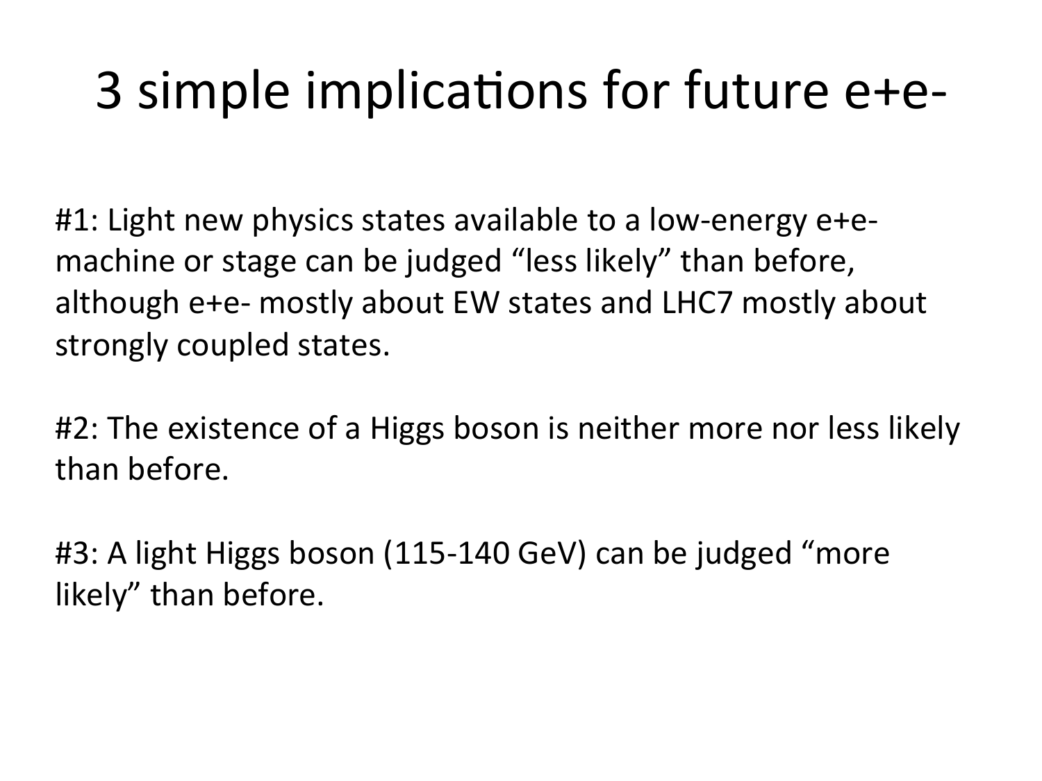# 3 simple implications for future e+e-

#1: Light new physics states available to a low-energy e+e- machine or stage can be judged "less likely" than before, although e+e- mostly about EW states and LHC7 mostly about strongly coupled states.

#2: The existence of a Higgs boson is neither more nor less likely than before.

#3: A light Higgs boson (115-140 GeV) can be judged "more likely" than before.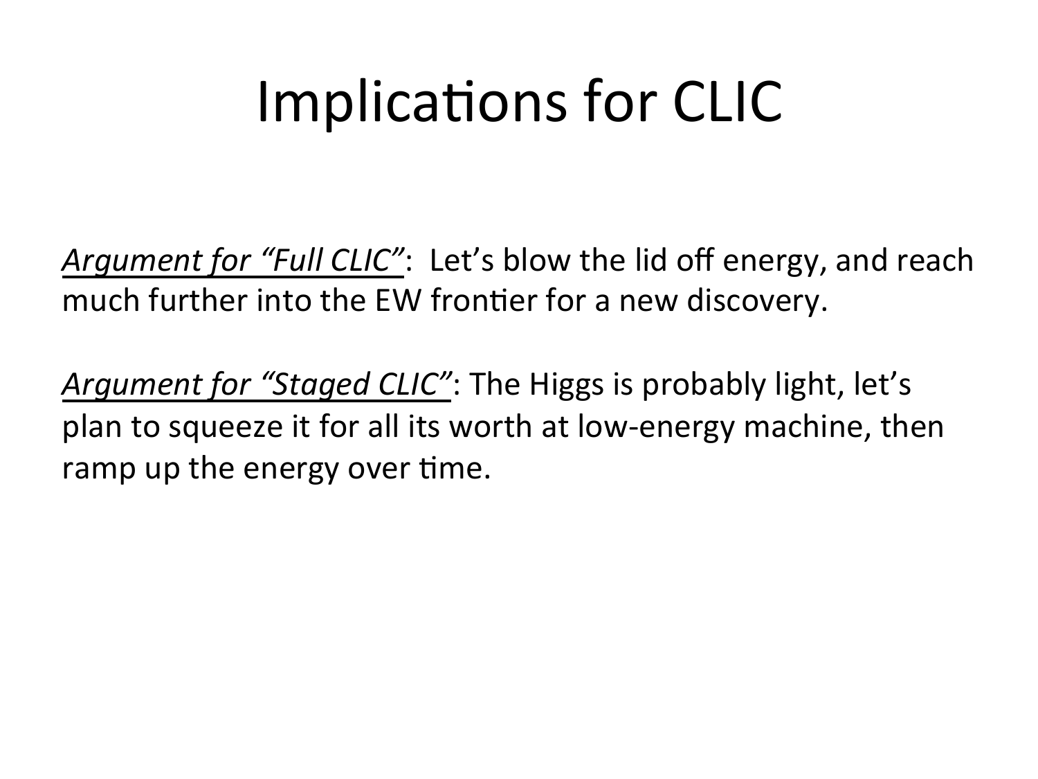# Implications for CLIC

*<u>Argument for "Full CLIC"</u>*: Let's blow the lid off energy, and reach much further into the EW frontier for a new discovery.

*<u>Argument for "Staged CLIC"</u>*: The Higgs is probably light, let's plan to squeeze it for all its worth at low-energy machine, then ramp up the energy over time.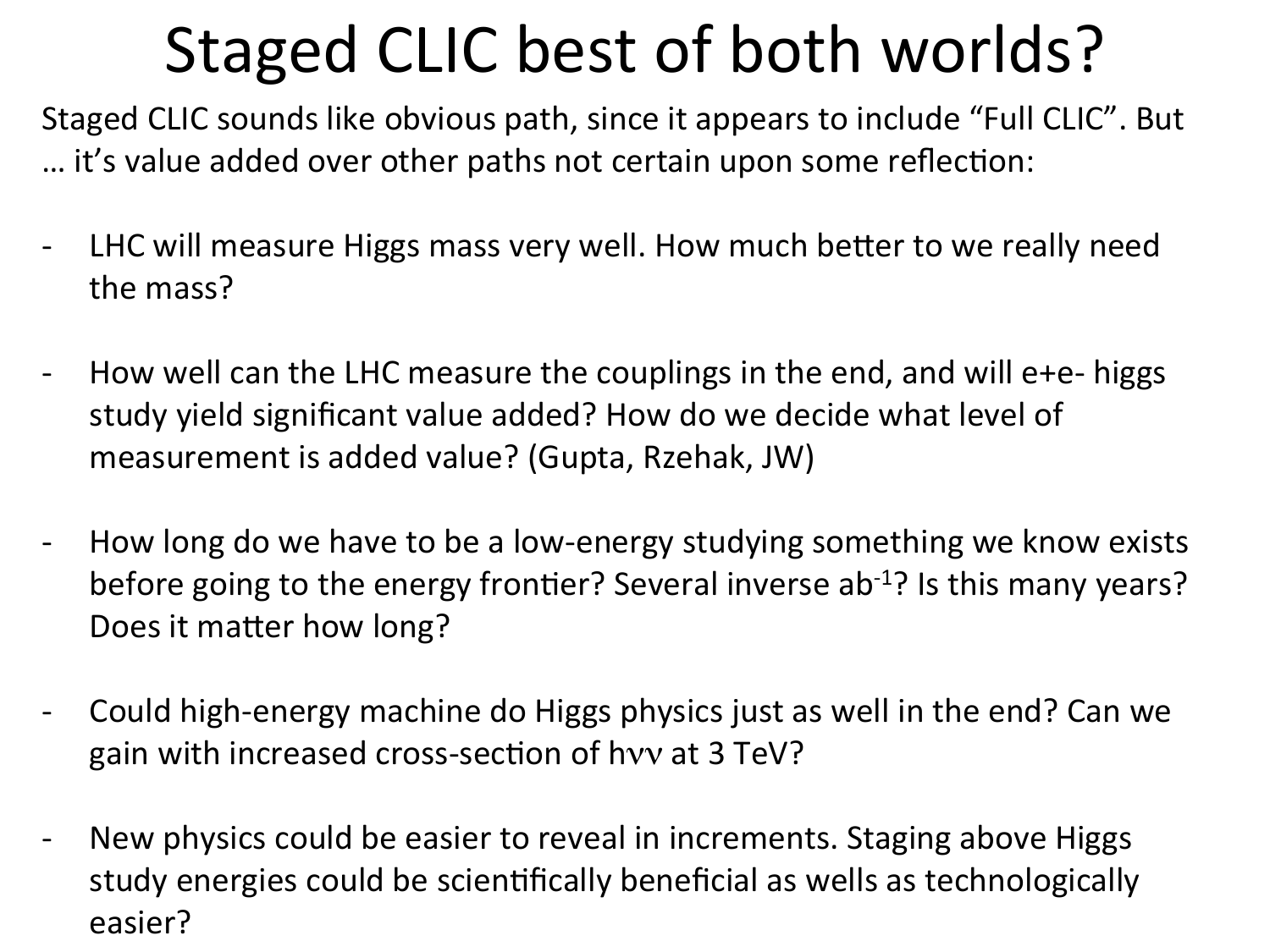# Staged CLIC best of both worlds?

Staged CLIC sounds like obvious path, since it appears to include "Full CLIC". But … it's value added over other paths not certain upon some reflection:

- LHC will measure Higgs mass very well. How much better to we really need the mass?

- How well can the LHC measure the couplings in the end, and will e+e- higgs study yield significant value added? How do we decide what level of measurement is added value? (Gupta, Rzehak, JW)

- How long do we have to be a low-energy studying something we know exists before going to the energy frontier? Several inverse $ab^{-1}$? Is this many years? Does it matter how long?

- Could high-energy machine do Higgs physics just as well in the end? Can we gain with increased cross-section of $h\nu\nu$ at 3 TeV?

- New physics could be easier to reveal in increments. Staging above Higgs study energies could be scientifically beneficial as wells as technologically easier?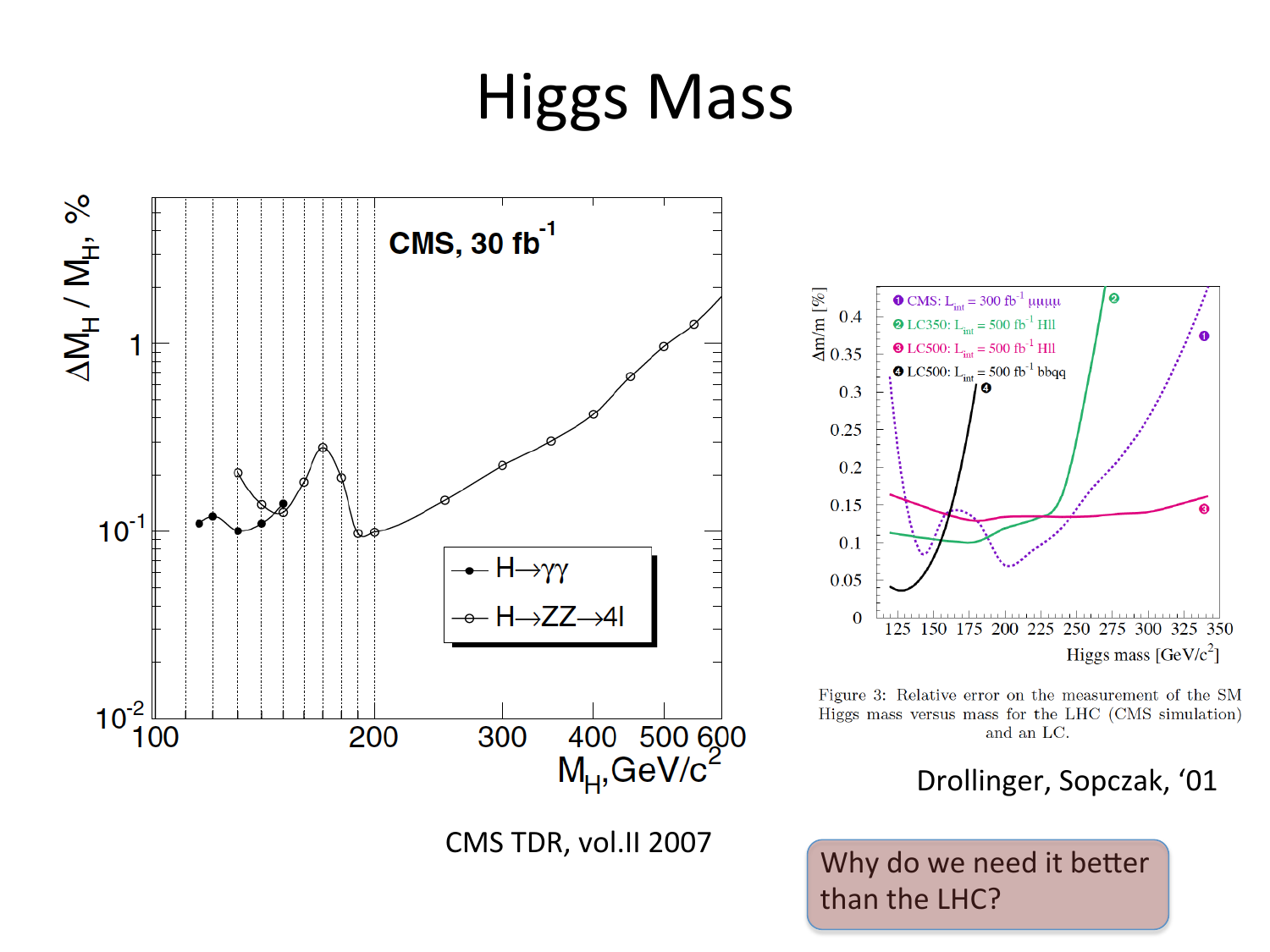# Higgs Mass

CMS TDR, vol.II 2007

Figure 3: Relative error on the measurement of the SM Higgs mass versus mass for the LHC (CMS simulation) and an LC.

Drollinger, Sopczak, '01

Why do we need it better than the LHC?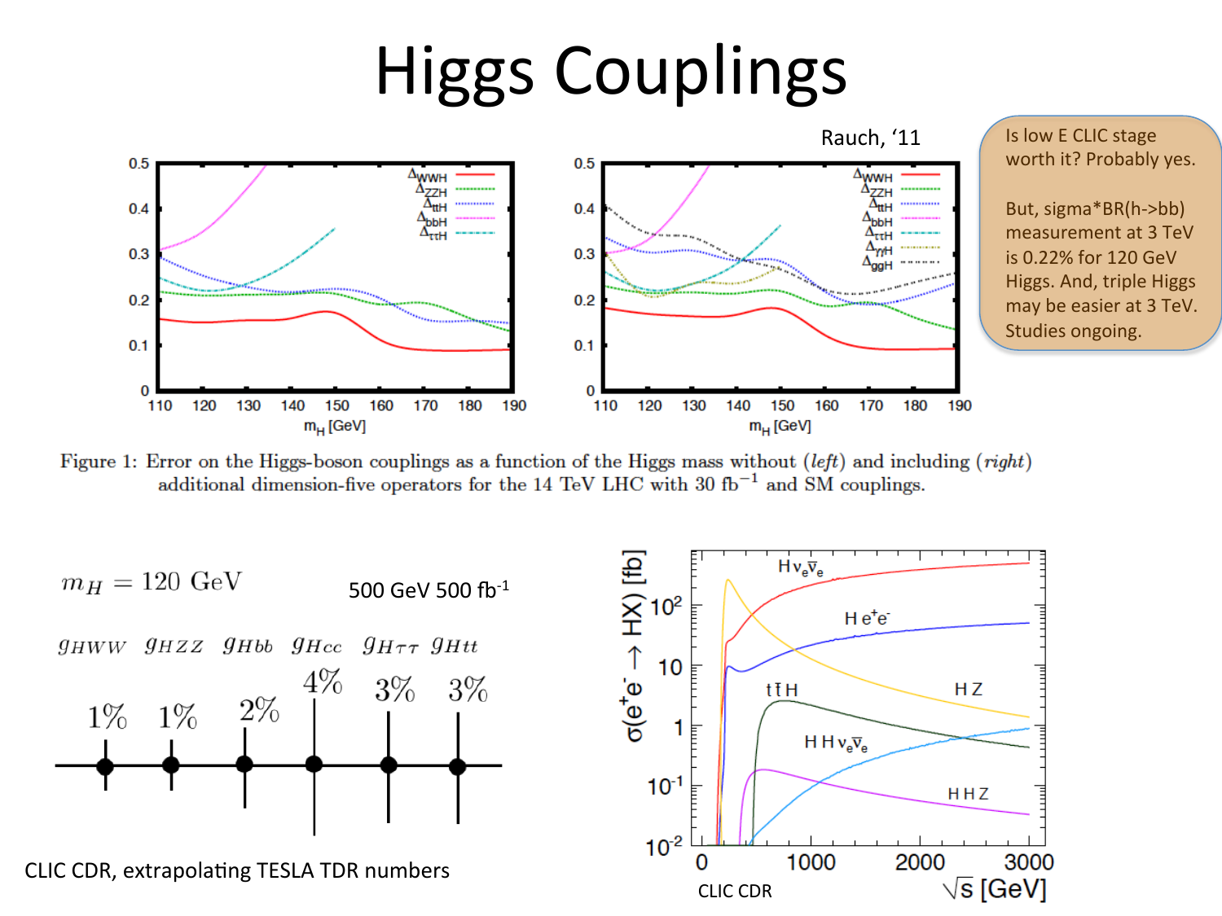# Higgs Couplings

Rauch, '11

Is low E CLIC stage worth it? Probably yes.

But, sigma*BR(h->bb) measurement at 3 TeV is 0.22% for 120 GeV Higgs. And, triple Higgs may be easier at 3 TeV. Studies ongoing.

Figure 1: Error on the Higgs-boson couplings as a function of the Higgs mass without (*left*) and including (*right*) additional dimension-five operators for the 14 TeV LHC with 30 fb$^{-1}$ and SM couplings.

$m_H = 120$ GeV

500 GeV 500 fb$^{-1}$

| $g_{HWW}$ | $g_{HZZ}$ | $g_{Hbb}$ | $g_{Hcc}$ | $g_{H\tau\tau}$ | $g_{Htt}$ |
|---|---|---|---|---|---|
| 1% | 1% | 2% | 4% | 3% | 3% |

CLIC CDR, extrapolating TESLA TDR numbers

CLIC CDR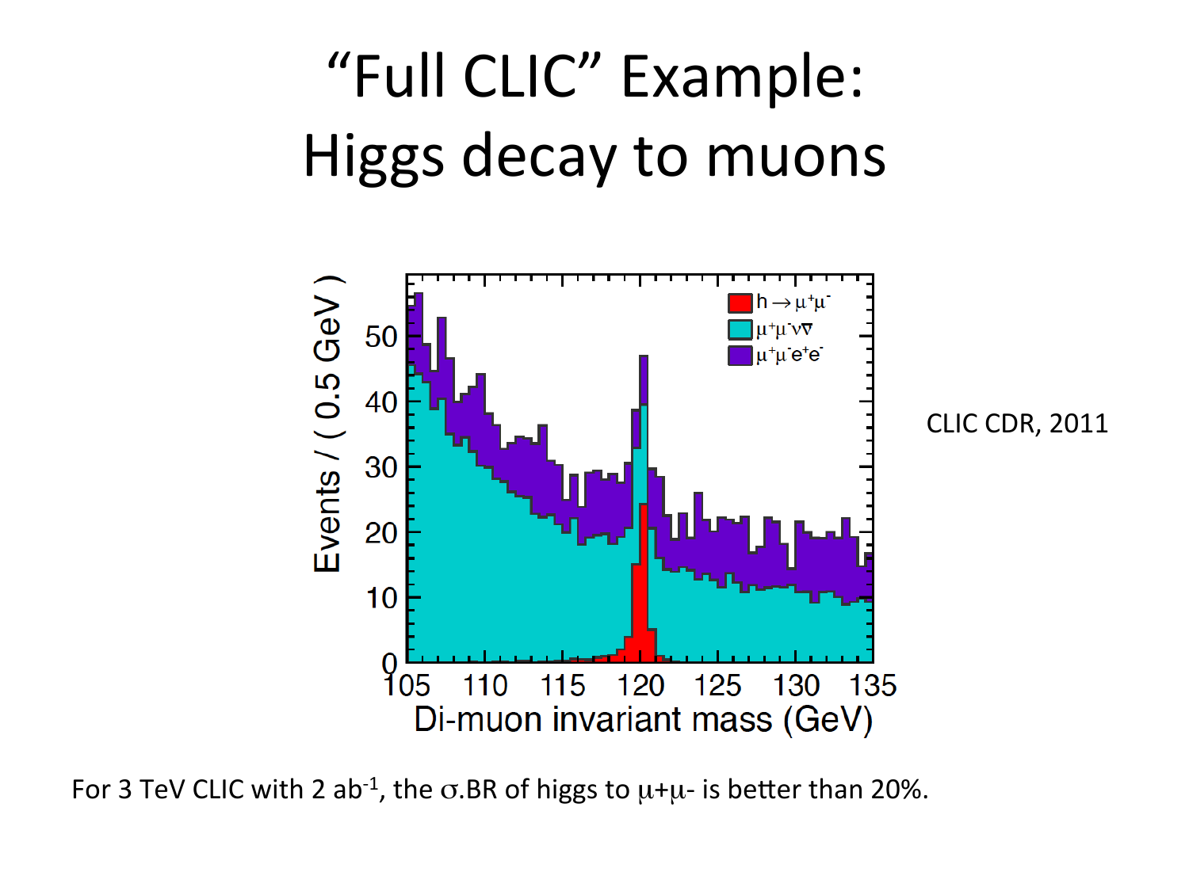# "Full CLIC" Example: Higgs decay to muons

CLIC CDR, 2011

For 3 TeV CLIC with 2 ab$^{-1}$, the $\sigma$.BR of higgs to $\mu$+$\mu$- is better than 20%.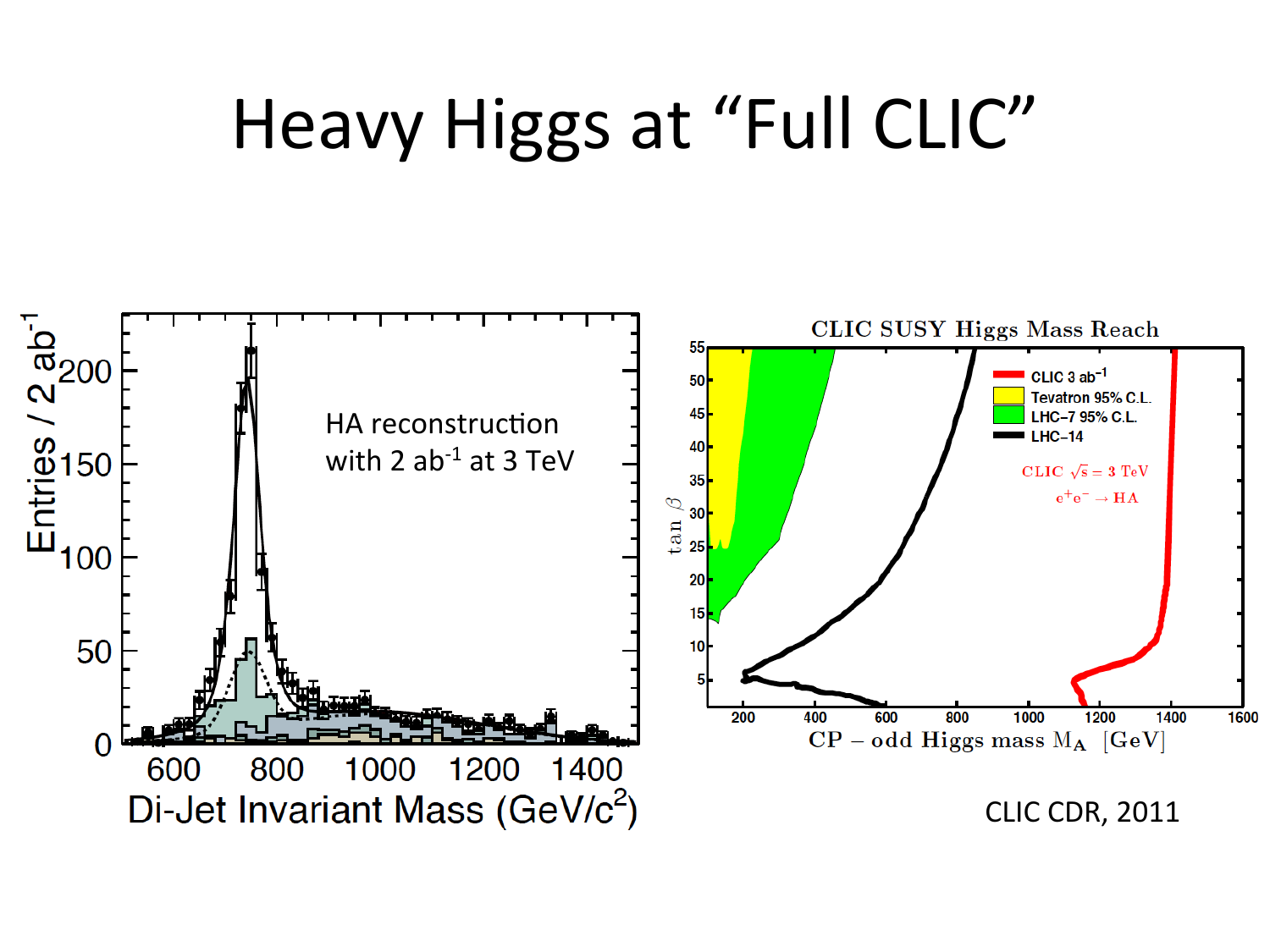# Heavy Higgs at "Full CLIC"

HA reconstruction with 2 $ab^{-1}$ at 3 TeV

CLIC SUSY Higgs Mass Reach

- CLIC 3 $ab^{-1}$
- Tevatron 95% C.L.
- LHC–7 95% C.L.
- LHC–14

CLIC $\sqrt{s} = 3$ TeV

$e^+e^- \to HA$

CLIC CDR, 2011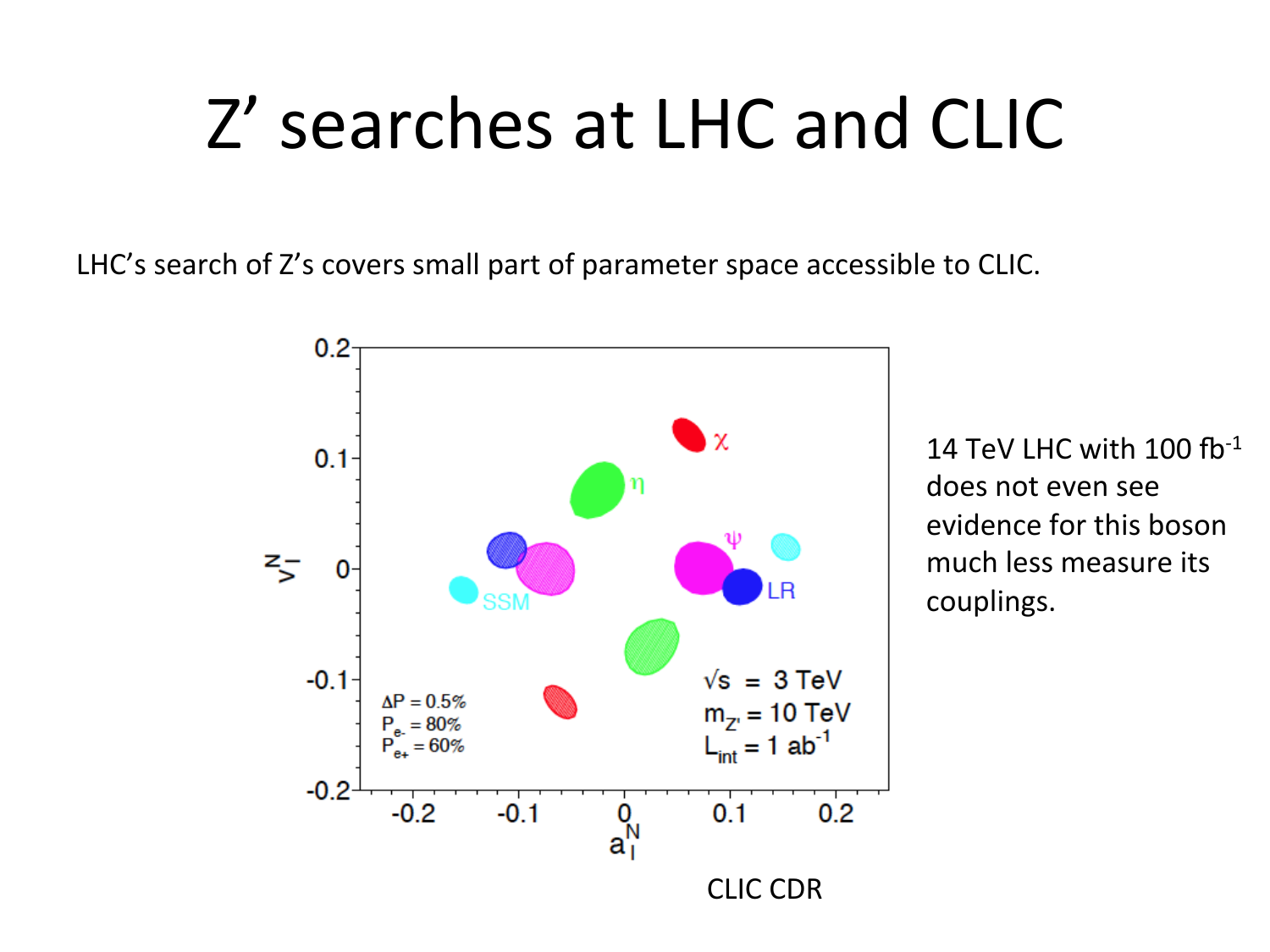# Z' searches at LHC and CLIC

LHC's search of Z's covers small part of parameter space accessible to CLIC.

14 TeV LHC with 100 $fb^{-1}$ does not even see evidence for this boson much less measure its couplings.

CLIC CDR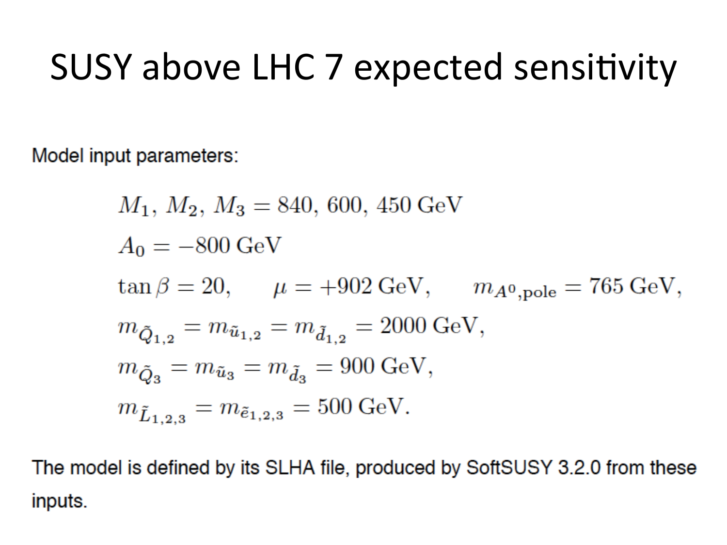# SUSY above LHC 7 expected sensitivity

Model input parameters:

$$M_1,\, M_2,\, M_3 = 840,\, 600,\, 450\ \text{GeV}$$

$$A_0 = -800\ \text{GeV}$$

$$\tan\beta = 20, \qquad \mu = +902\ \text{GeV}, \qquad m_{A^0,\text{pole}} = 765\ \text{GeV},$$

$$m_{\tilde{Q}_{1,2}} = m_{\tilde{u}_{1,2}} = m_{\tilde{d}_{1,2}} = 2000\ \text{GeV},$$

$$m_{\tilde{Q}_3} = m_{\tilde{u}_3} = m_{\tilde{d}_3} = 900\ \text{GeV},$$

$$m_{\tilde{L}_{1,2,3}} = m_{\tilde{e}_{1,2,3}} = 500\ \text{GeV}.$$

The model is defined by its SLHA file, produced by SoftSUSY 3.2.0 from these inputs.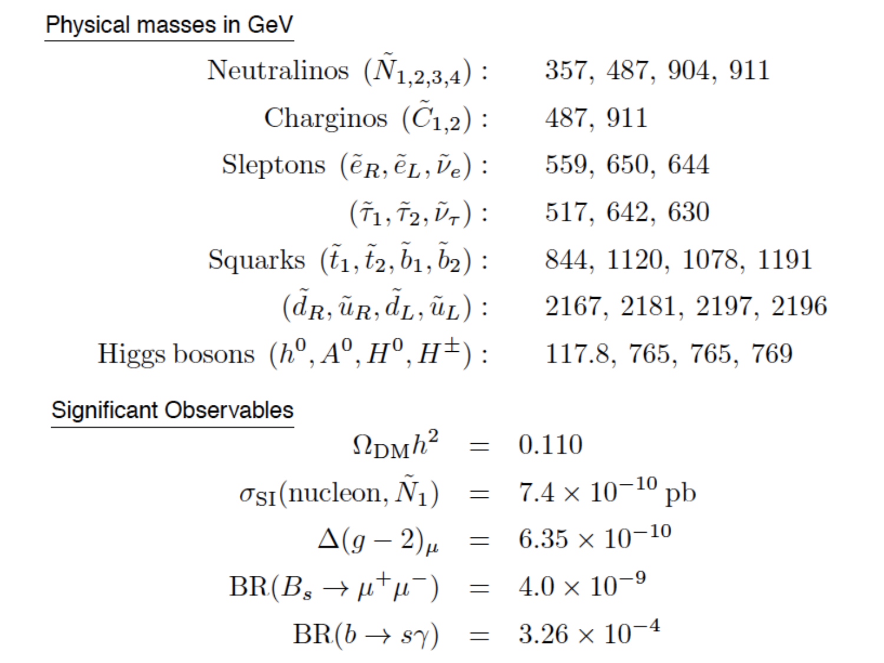Physical masses in GeV

| | |
|---|---|
| Neutralinos $(\tilde{N}_{1,2,3,4})$ : | 357, 487, 904, 911 |
| Charginos $(\tilde{C}_{1,2})$ : | 487, 911 |
| Sleptons $(\tilde{e}_R, \tilde{e}_L, \tilde{\nu}_e)$ : | 559, 650, 644 |
| $(\tilde{\tau}_1, \tilde{\tau}_2, \tilde{\nu}_\tau)$ : | 517, 642, 630 |
| Squarks $(\tilde{t}_1, \tilde{t}_2, \tilde{b}_1, \tilde{b}_2)$ : | 844, 1120, 1078, 1191 |
| $(\tilde{d}_R, \tilde{u}_R, \tilde{d}_L, \tilde{u}_L)$ : | 2167, 2181, 2197, 2196 |
| Higgs bosons $(h^0, A^0, H^0, H^\pm)$ : | 117.8, 765, 765, 769 |

Significant Observables

$$\Omega_{\rm DM} h^2 = 0.110$$

$$\sigma_{\rm SI}(\text{nucleon}, \tilde{N}_1) = 7.4 \times 10^{-10}\,\text{pb}$$

$$\Delta(g-2)_\mu = 6.35 \times 10^{-10}$$

$$\text{BR}(B_s \to \mu^+\mu^-) = 4.0 \times 10^{-9}$$

$$\text{BR}(b \to s\gamma) = 3.26 \times 10^{-4}$$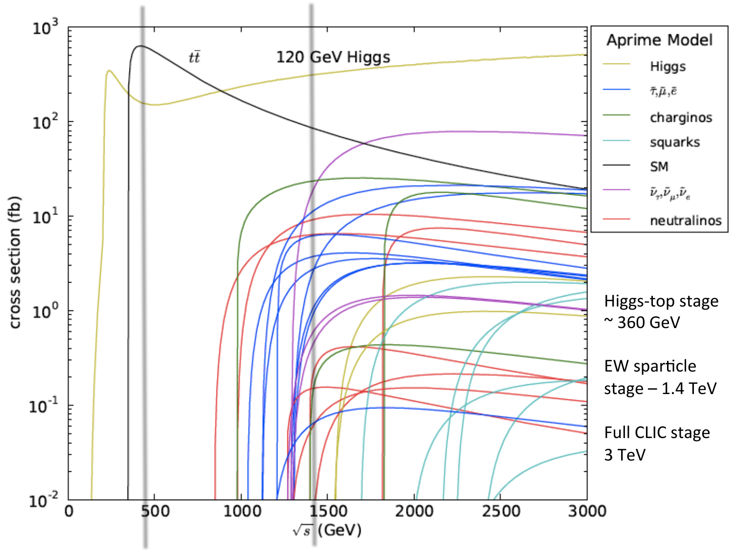Higgs-top stage ~ 360 GeV

EW sparticle stage – 1.4 TeV

Full CLIC stage 3 TeV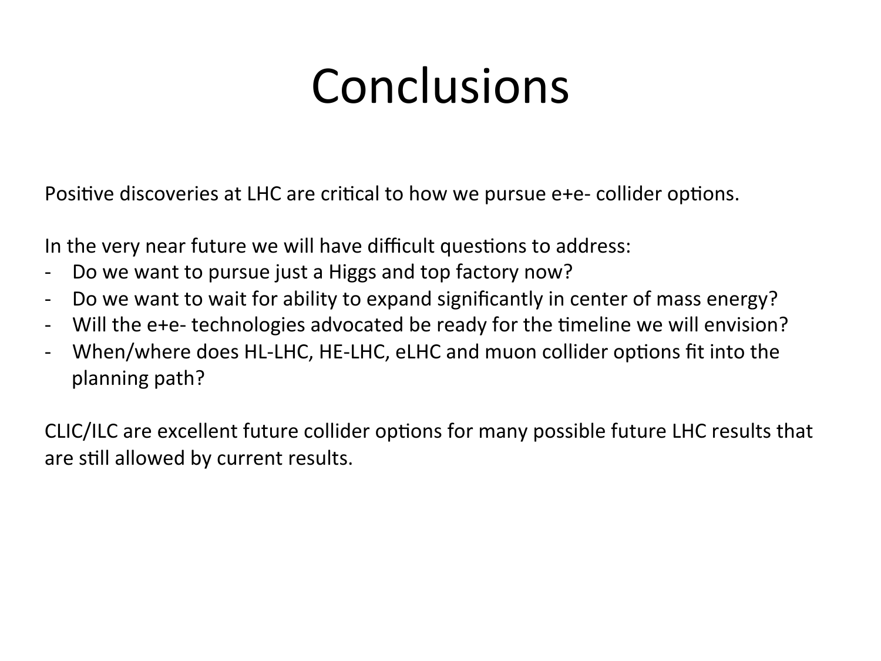# Conclusions

Positive discoveries at LHC are critical to how we pursue e+e- collider options.

In the very near future we will have difficult questions to address:

- Do we want to pursue just a Higgs and top factory now?
- Do we want to wait for ability to expand significantly in center of mass energy?
- Will the e+e- technologies advocated be ready for the timeline we will envision?
- When/where does HL-LHC, HE-LHC, eLHC and muon collider options fit into the planning path?

CLIC/ILC are excellent future collider options for many possible future LHC results that are still allowed by current results.